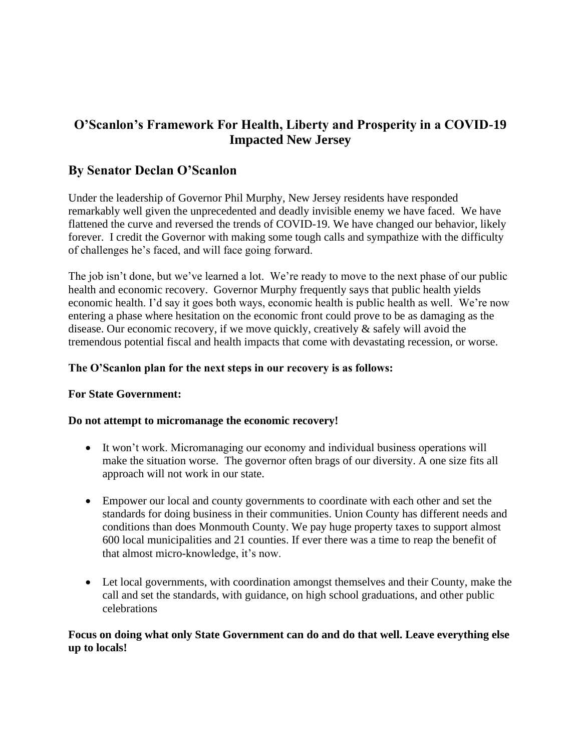# O'Scanlon's Framework For Health, Liberty and Prosperity in a COVID-19 Impacted New Jersey

## By Senator Declan O'Scanlon

Under the leadership of Governor Phil Murphy, New Jersey residents have responded remarkably well given the unprecedented and deadly invisible enemy we have faced. We have flattened the curve and reversed the trends of COVID-19. We have changed our behavior, likely forever. I credit the Governor with making some tough calls and sympathize with the difficulty of challenges he's faced, and will face going forward.

The job isn't done, but we've learned a lot. We're ready to move to the next phase of our public health and economic recovery. Governor Murphy frequently says that public health yields economic health. I'd say it goes both ways, economic health is public health as well. We're now entering a phase where hesitation on the economic front could prove to be as damaging as the disease. Our economic recovery, if we move quickly, creatively & safely will avoid the tremendous potential fiscal and health impacts that come with devastating recession, or worse.

**The O'Scanlon plan for the next steps in our recovery is as follows:**

**For State Government:**

**Do not attempt to micromanage the economic recovery!**

- It won't work. Micromanaging our economy and individual business operations will make the situation worse. The governor often brags of our diversity. A one size fits all approach will not work in our state.

- Empower our local and county governments to coordinate with each other and set the standards for doing business in their communities. Union County has different needs and conditions than does Monmouth County. We pay huge property taxes to support almost 600 local municipalities and 21 counties. If ever there was a time to reap the benefit of that almost micro-knowledge, it's now.

- Let local governments, with coordination amongst themselves and their County, make the call and set the standards, with guidance, on high school graduations, and other public celebrations

**Focus on doing what only State Government can do and do that well. Leave everything else up to locals!**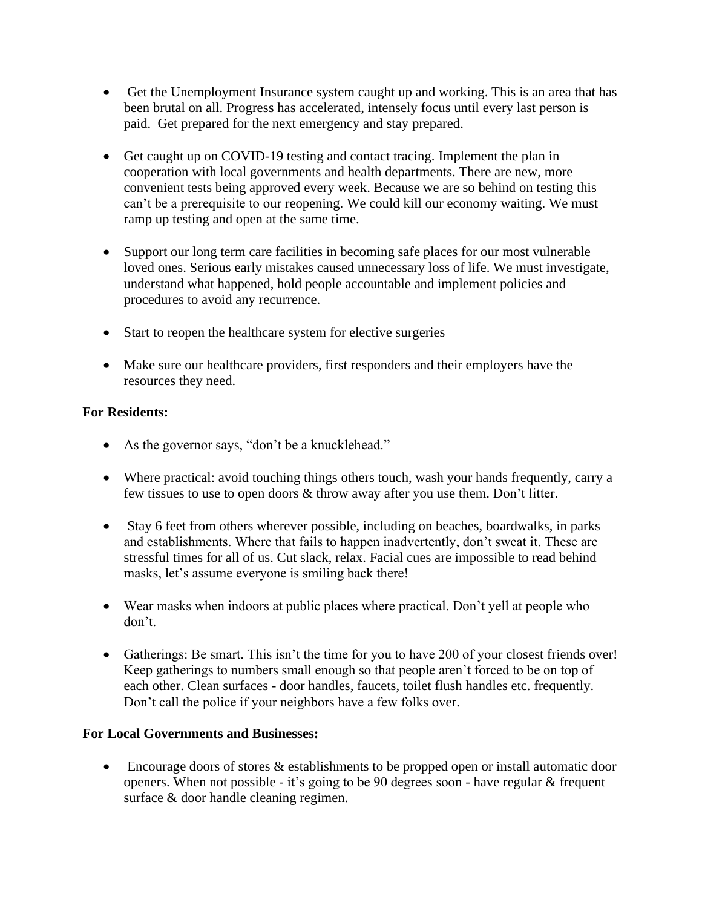- Get the Unemployment Insurance system caught up and working. This is an area that has been brutal on all. Progress has accelerated, intensely focus until every last person is paid. Get prepared for the next emergency and stay prepared.

- Get caught up on COVID-19 testing and contact tracing. Implement the plan in cooperation with local governments and health departments. There are new, more convenient tests being approved every week. Because we are so behind on testing this can't be a prerequisite to our reopening. We could kill our economy waiting. We must ramp up testing and open at the same time.

- Support our long term care facilities in becoming safe places for our most vulnerable loved ones. Serious early mistakes caused unnecessary loss of life. We must investigate, understand what happened, hold people accountable and implement policies and procedures to avoid any recurrence.

- Start to reopen the healthcare system for elective surgeries

- Make sure our healthcare providers, first responders and their employers have the resources they need.

**For Residents:**

- As the governor says, "don't be a knucklehead."

- Where practical: avoid touching things others touch, wash your hands frequently, carry a few tissues to use to open doors & throw away after you use them. Don't litter.

- Stay 6 feet from others wherever possible, including on beaches, boardwalks, in parks and establishments. Where that fails to happen inadvertently, don't sweat it. These are stressful times for all of us. Cut slack, relax. Facial cues are impossible to read behind masks, let's assume everyone is smiling back there!

- Wear masks when indoors at public places where practical. Don't yell at people who don't.

- Gatherings: Be smart. This isn't the time for you to have 200 of your closest friends over! Keep gatherings to numbers small enough so that people aren't forced to be on top of each other. Clean surfaces - door handles, faucets, toilet flush handles etc. frequently. Don't call the police if your neighbors have a few folks over.

**For Local Governments and Businesses:**

- Encourage doors of stores & establishments to be propped open or install automatic door openers. When not possible - it's going to be 90 degrees soon - have regular & frequent surface & door handle cleaning regimen.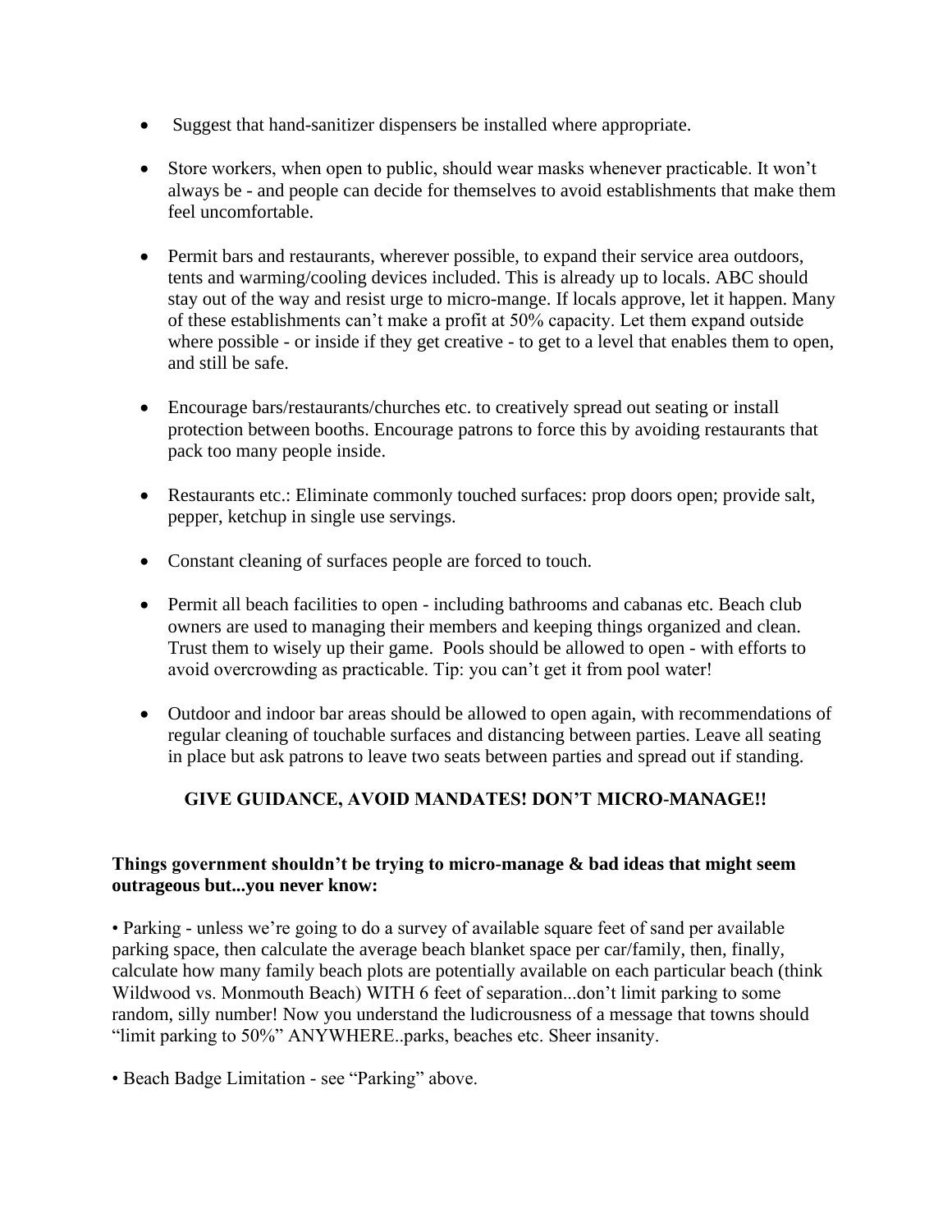- Suggest that hand-sanitizer dispensers be installed where appropriate.

- Store workers, when open to public, should wear masks whenever practicable. It won't always be - and people can decide for themselves to avoid establishments that make them feel uncomfortable.

- Permit bars and restaurants, wherever possible, to expand their service area outdoors, tents and warming/cooling devices included. This is already up to locals. ABC should stay out of the way and resist urge to micro-mange. If locals approve, let it happen. Many of these establishments can't make a profit at 50% capacity. Let them expand outside where possible - or inside if they get creative - to get to a level that enables them to open, and still be safe.

- Encourage bars/restaurants/churches etc. to creatively spread out seating or install protection between booths. Encourage patrons to force this by avoiding restaurants that pack too many people inside.

- Restaurants etc.: Eliminate commonly touched surfaces: prop doors open; provide salt, pepper, ketchup in single use servings.

- Constant cleaning of surfaces people are forced to touch.

- Permit all beach facilities to open - including bathrooms and cabanas etc. Beach club owners are used to managing their members and keeping things organized and clean. Trust them to wisely up their game. Pools should be allowed to open - with efforts to avoid overcrowding as practicable. Tip: you can't get it from pool water!

- Outdoor and indoor bar areas should be allowed to open again, with recommendations of regular cleaning of touchable surfaces and distancing between parties. Leave all seating in place but ask patrons to leave two seats between parties and spread out if standing.

**GIVE GUIDANCE, AVOID MANDATES! DON'T MICRO-MANAGE!!**

**Things government shouldn't be trying to micro-manage & bad ideas that might seem outrageous but...you never know:**

• Parking - unless we're going to do a survey of available square feet of sand per available parking space, then calculate the average beach blanket space per car/family, then, finally, calculate how many family beach plots are potentially available on each particular beach (think Wildwood vs. Monmouth Beach) WITH 6 feet of separation...don't limit parking to some random, silly number! Now you understand the ludicrousness of a message that towns should "limit parking to 50%" ANYWHERE..parks, beaches etc. Sheer insanity.

• Beach Badge Limitation - see "Parking" above.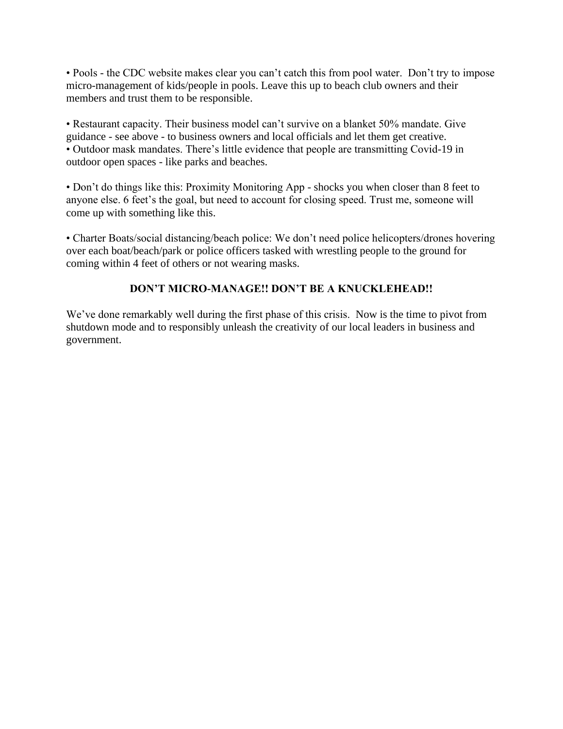• Pools - the CDC website makes clear you can't catch this from pool water.  Don't try to impose micro-management of kids/people in pools. Leave this up to beach club owners and their members and trust them to be responsible.

• Restaurant capacity. Their business model can't survive on a blanket 50% mandate. Give guidance - see above - to business owners and local officials and let them get creative.
• Outdoor mask mandates. There's little evidence that people are transmitting Covid-19 in outdoor open spaces - like parks and beaches.

• Don't do things like this: Proximity Monitoring App - shocks you when closer than 8 feet to anyone else. 6 feet's the goal, but need to account for closing speed. Trust me, someone will come up with something like this.

• Charter Boats/social distancing/beach police: We don't need police helicopters/drones hovering over each boat/beach/park or police officers tasked with wrestling people to the ground for coming within 4 feet of others or not wearing masks.

**DON'T MICRO-MANAGE!! DON'T BE A KNUCKLEHEAD!!**

We've done remarkably well during the first phase of this crisis.  Now is the time to pivot from shutdown mode and to responsibly unleash the creativity of our local leaders in business and government.